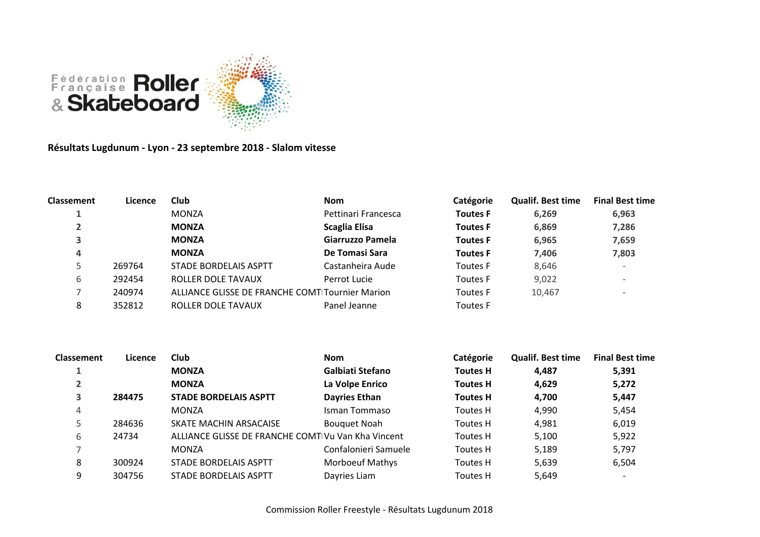Fédération Française Roller & Skateboard

**Résultats Lugdunum - Lyon - 23 septembre 2018 - Slalom vitesse**

| Classement | Licence | Club | Nom | Catégorie | Qualif. Best time | Final Best time |
|---|---|---|---|---|---|---|
| 1 | | MONZA | Pettinari Francesca | **Toutes F** | **6,269** | **6,963** |
| **2** | | **MONZA** | **Scaglia Elisa** | **Toutes F** | **6,869** | **7,286** |
| **3** | | **MONZA** | **Giarruzzo Pamela** | **Toutes F** | **6,965** | **7,659** |
| **4** | | **MONZA** | **De Tomasi Sara** | **Toutes F** | **7,406** | **7,803** |
| 5 | 269764 | STADE BORDELAIS ASPTT | Castanheira Aude | Toutes F | 8,646 | - |
| 6 | 292454 | ROLLER DOLE TAVAUX | Perrot Lucie | Toutes F | 9,022 | - |
| 7 | 240974 | ALLIANCE GLISSE DE FRANCHE COMTI | Tournier Marion | Toutes F | 10,467 | - |
| 8 | 352812 | ROLLER DOLE TAVAUX | Panel Jeanne | Toutes F | | |

| Classement | Licence | Club | Nom | Catégorie | Qualif. Best time | Final Best time |
|---|---|---|---|---|---|---|
| **1** | | **MONZA** | **Galbiati Stefano** | **Toutes H** | **4,487** | **5,391** |
| **2** | | **MONZA** | **La Volpe Enrico** | **Toutes H** | **4,629** | **5,272** |
| **3** | **284475** | **STADE BORDELAIS ASPTT** | **Dayries Ethan** | **Toutes H** | **4,700** | **5,447** |
| 4 | | MONZA | Isman Tommaso | Toutes H | 4,990 | 5,454 |
| 5 | 284636 | SKATE MACHIN ARSACAISE | Bouquet Noah | Toutes H | 4,981 | 6,019 |
| 6 | 24734 | ALLIANCE GLISSE DE FRANCHE COMTI | Vu Van Kha Vincent | Toutes H | 5,100 | 5,922 |
| 7 | | MONZA | Confalonieri Samuele | Toutes H | 5,189 | 5,797 |
| 8 | 300924 | STADE BORDELAIS ASPTT | Morboeuf Mathys | Toutes H | 5,639 | 6,504 |
| 9 | 304756 | STADE BORDELAIS ASPTT | Dayries Liam | Toutes H | 5,649 | - |

Commission Roller Freestyle - Résultats Lugdunum 2018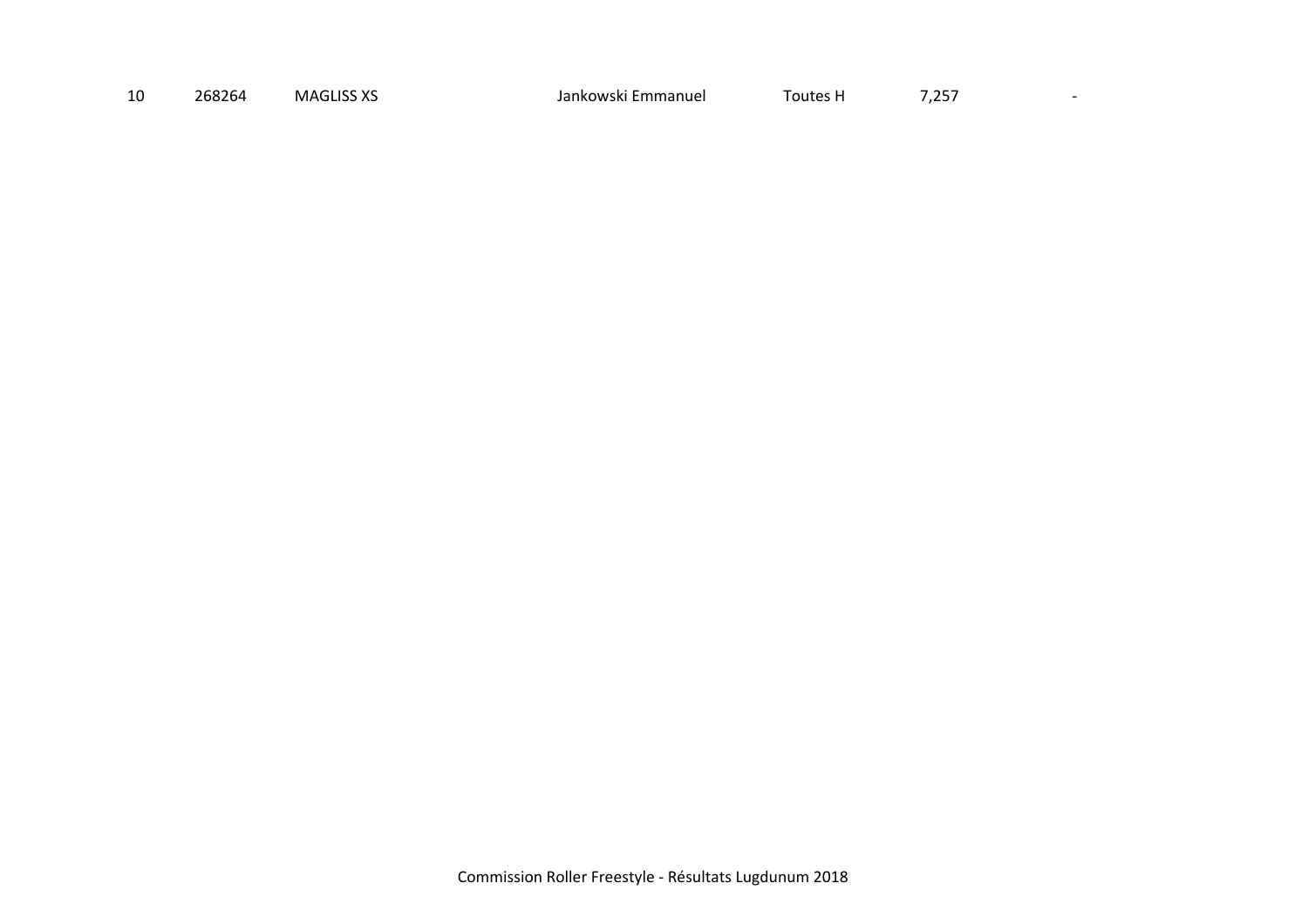| | | | | | | |
|---|---|---|---|---|---|---|
| 10 | 268264 | MAGLISS XS | Jankowski Emmanuel | Toutes H | 7,257 | - |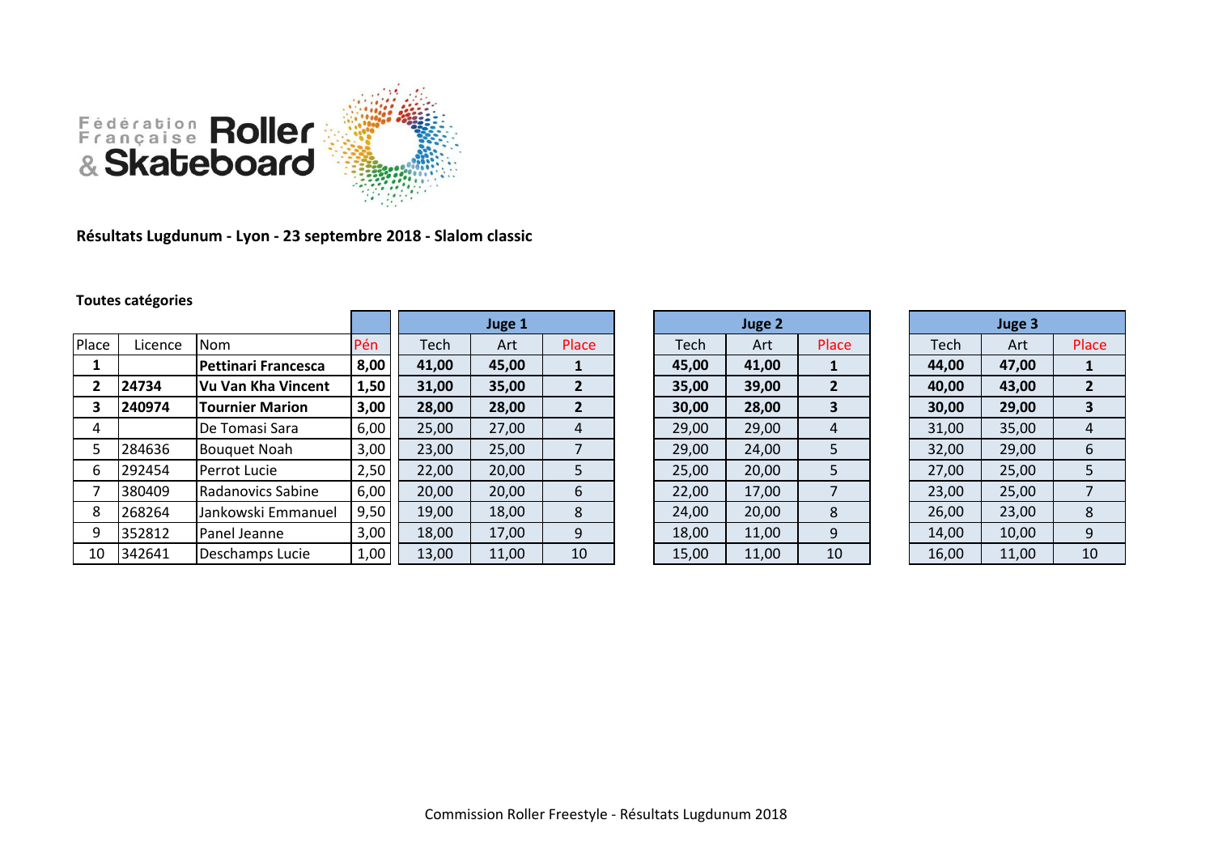Fédération Française Roller & Skateboard

**Résultats Lugdunum - Lyon - 23 septembre 2018 - Slalom classic**

**Toutes catégories**

| | | | | Juge 1 | | | Juge 2 | | | Juge 3 | | |
|---|---|---|---|---|---|---|---|---|---|---|---|---|
| Place | Licence | Nom | Pén | Tech | Art | Place | Tech | Art | Place | Tech | Art | Place |
| **1** | | **Pettinari Francesca** | **8,00** | **41,00** | **45,00** | **1** | **45,00** | **41,00** | **1** | **44,00** | **47,00** | **1** |
| **2** | **24734** | **Vu Van Kha Vincent** | **1,50** | **31,00** | **35,00** | **2** | **35,00** | **39,00** | **2** | **40,00** | **43,00** | **2** |
| **3** | **240974** | **Tournier Marion** | **3,00** | **28,00** | **28,00** | **2** | **30,00** | **28,00** | **3** | **30,00** | **29,00** | **3** |
| 4 | | De Tomasi Sara | 6,00 | 25,00 | 27,00 | 4 | 29,00 | 29,00 | 4 | 31,00 | 35,00 | 4 |
| 5 | 284636 | Bouquet Noah | 3,00 | 23,00 | 25,00 | 7 | 29,00 | 24,00 | 5 | 32,00 | 29,00 | 6 |
| 6 | 292454 | Perrot Lucie | 2,50 | 22,00 | 20,00 | 5 | 25,00 | 20,00 | 5 | 27,00 | 25,00 | 5 |
| 7 | 380409 | Radanovics Sabine | 6,00 | 20,00 | 20,00 | 6 | 22,00 | 17,00 | 7 | 23,00 | 25,00 | 7 |
| 8 | 268264 | Jankowski Emmanuel | 9,50 | 19,00 | 18,00 | 8 | 24,00 | 20,00 | 8 | 26,00 | 23,00 | 8 |
| 9 | 352812 | Panel Jeanne | 3,00 | 18,00 | 17,00 | 9 | 18,00 | 11,00 | 9 | 14,00 | 10,00 | 9 |
| 10 | 342641 | Deschamps Lucie | 1,00 | 13,00 | 11,00 | 10 | 15,00 | 11,00 | 10 | 16,00 | 11,00 | 10 |